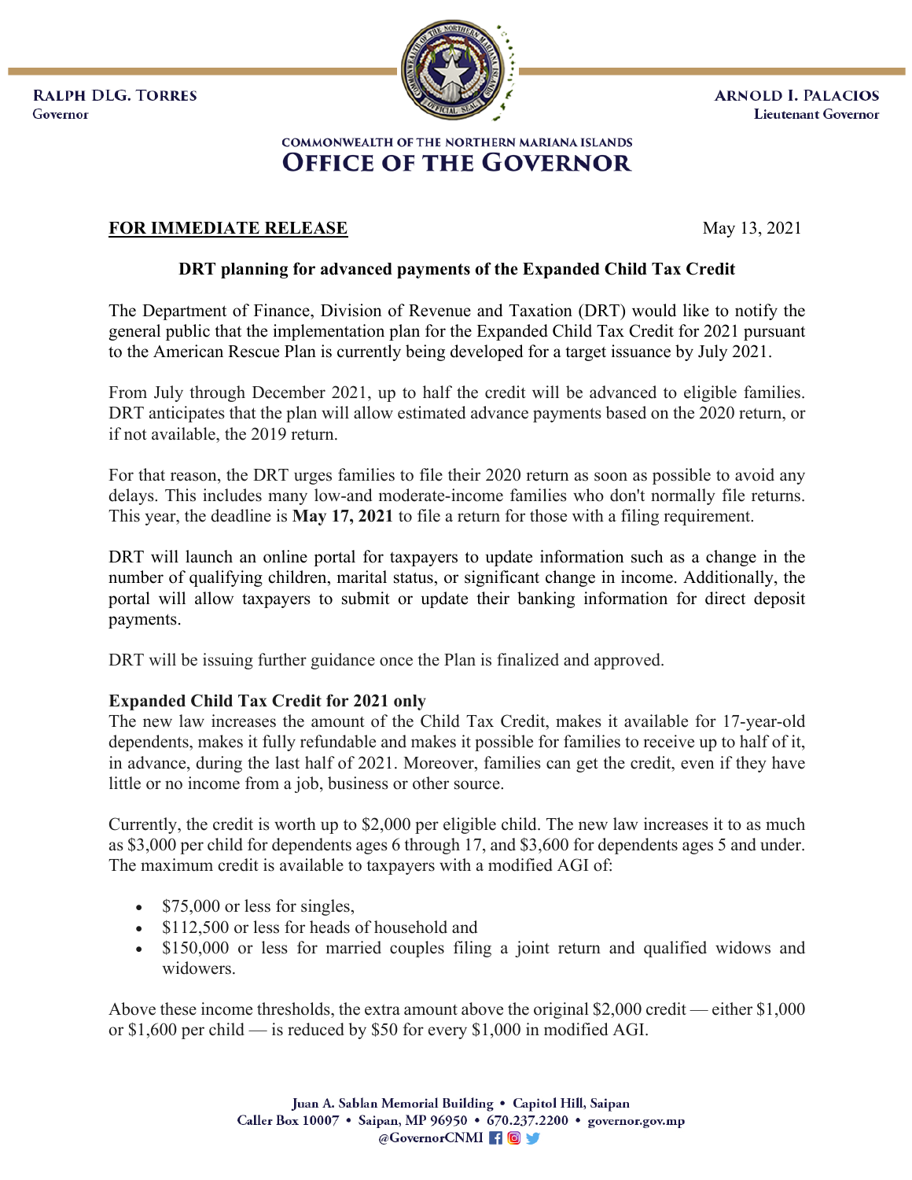RALPH DLG. TORRES
Governor

ARNOLD I. PALACIOS
Lieutenant Governor

COMMONWEALTH OF THE NORTHERN MARIANA ISLANDS
# OFFICE OF THE GOVERNOR

**FOR IMMEDIATE RELEASE** May 13, 2021

## DRT planning for advanced payments of the Expanded Child Tax Credit

The Department of Finance, Division of Revenue and Taxation (DRT) would like to notify the general public that the implementation plan for the Expanded Child Tax Credit for 2021 pursuant to the American Rescue Plan is currently being developed for a target issuance by July 2021.

From July through December 2021, up to half the credit will be advanced to eligible families. DRT anticipates that the plan will allow estimated advance payments based on the 2020 return, or if not available, the 2019 return.

For that reason, the DRT urges families to file their 2020 return as soon as possible to avoid any delays. This includes many low-and moderate-income families who don't normally file returns. This year, the deadline is **May 17, 2021** to file a return for those with a filing requirement.

DRT will launch an online portal for taxpayers to update information such as a change in the number of qualifying children, marital status, or significant change in income. Additionally, the portal will allow taxpayers to submit or update their banking information for direct deposit payments.

DRT will be issuing further guidance once the Plan is finalized and approved.

### Expanded Child Tax Credit for 2021 only

The new law increases the amount of the Child Tax Credit, makes it available for 17-year-old dependents, makes it fully refundable and makes it possible for families to receive up to half of it, in advance, during the last half of 2021. Moreover, families can get the credit, even if they have little or no income from a job, business or other source.

Currently, the credit is worth up to $2,000 per eligible child. The new law increases it to as much as $3,000 per child for dependents ages 6 through 17, and $3,600 for dependents ages 5 and under. The maximum credit is available to taxpayers with a modified AGI of:

- $75,000 or less for singles,
- $112,500 or less for heads of household and
- $150,000 or less for married couples filing a joint return and qualified widows and widowers.

Above these income thresholds, the extra amount above the original $2,000 credit — either $1,000 or $1,600 per child — is reduced by $50 for every $1,000 in modified AGI.

Juan A. Sablan Memorial Building • Capitol Hill, Saipan
Caller Box 10007 • Saipan, MP 96950 • 670.237.2200 • governor.gov.mp
@GovernorCNMI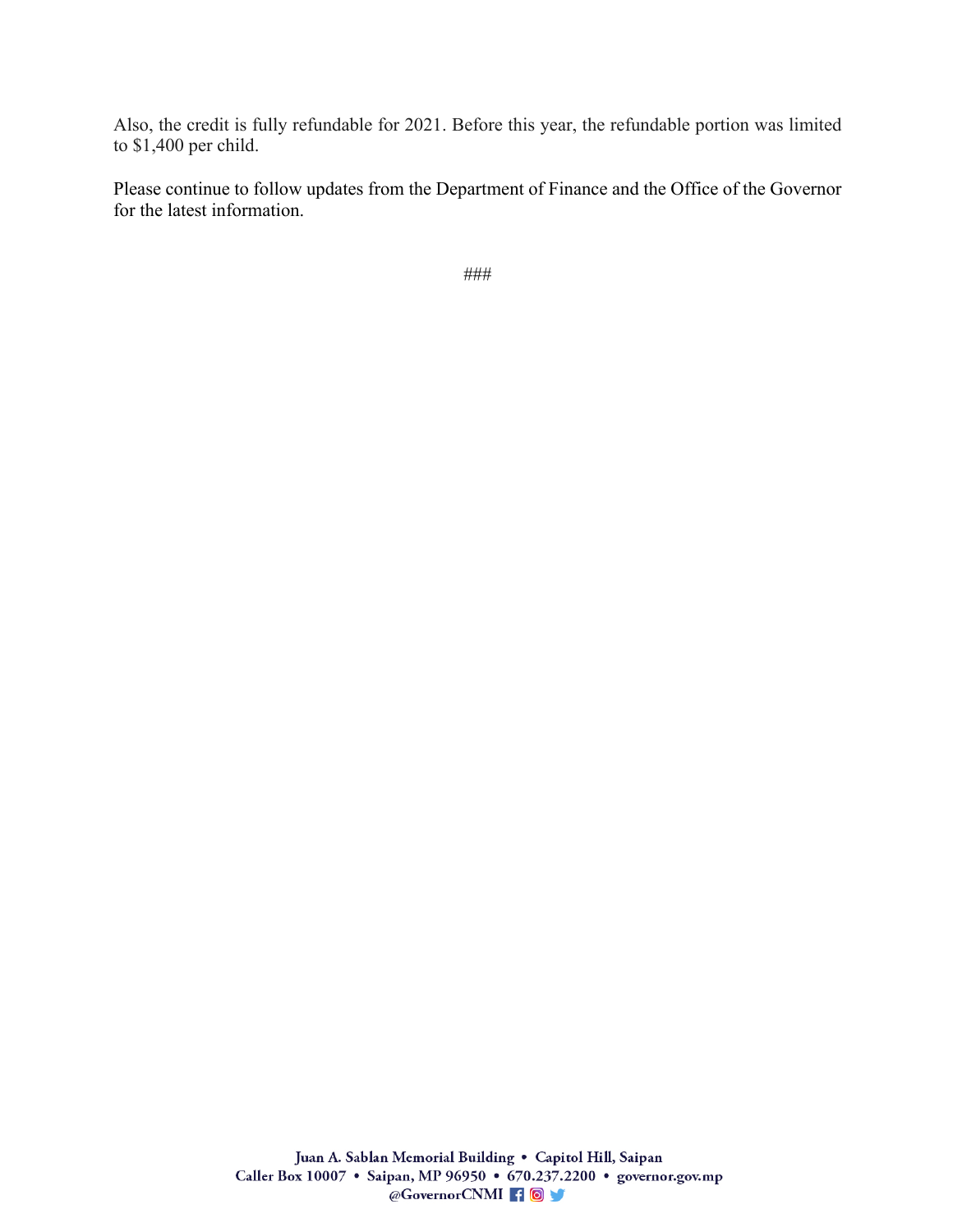Also, the credit is fully refundable for 2021. Before this year, the refundable portion was limited to $1,400 per child.

Please continue to follow updates from the Department of Finance and the Office of the Governor for the latest information.

###